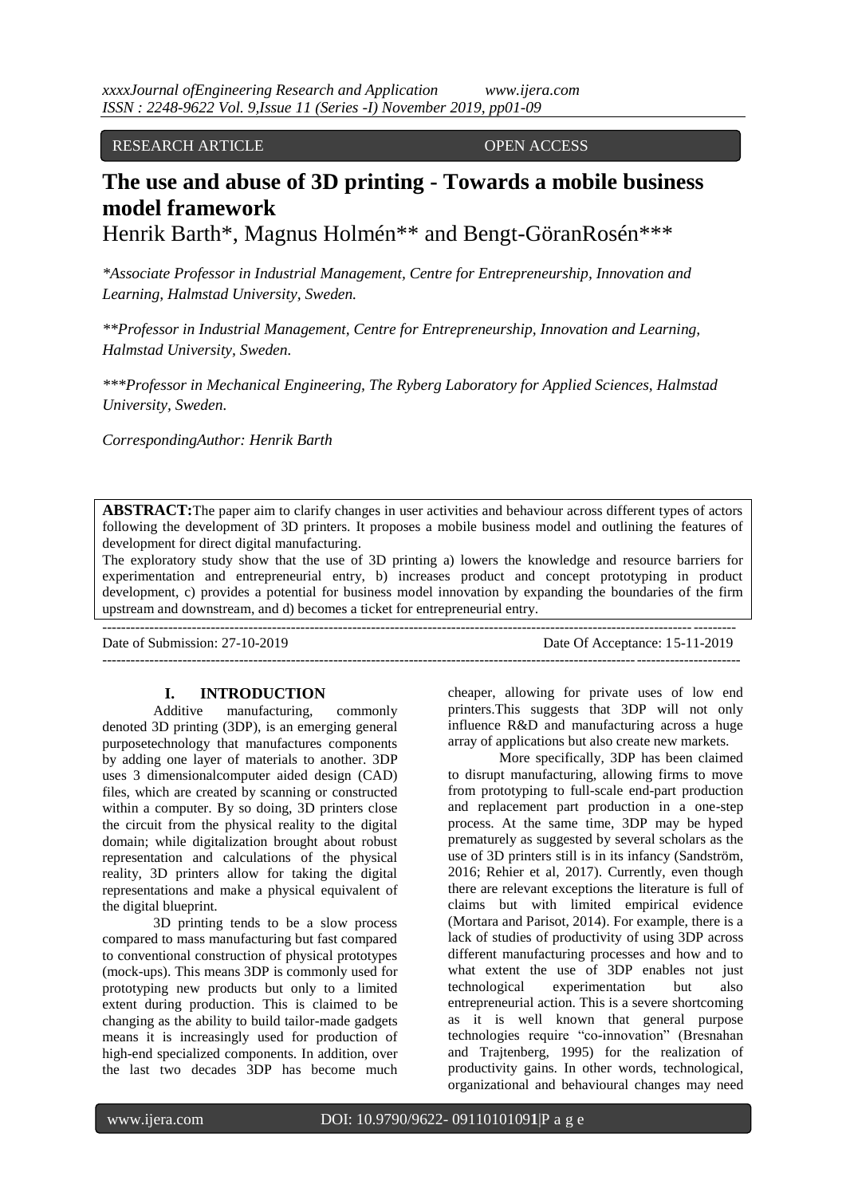RESEARCH ARTICLE OPEN ACCESS

# The use and abuse of 3D printing - Towards a mobile business model framework

Henrik Barth*, Magnus Holmén** and Bengt-GöranRosén***

*\*Associate Professor in Industrial Management, Centre for Entrepreneurship, Innovation and Learning, Halmstad University, Sweden.*

*\*\*Professor in Industrial Management, Centre for Entrepreneurship, Innovation and Learning, Halmstad University, Sweden.*

*\*\*\*Professor in Mechanical Engineering, The Ryberg Laboratory for Applied Sciences, Halmstad University, Sweden.*

*CorrespondingAuthor: Henrik Barth*

**ABSTRACT:**The paper aim to clarify changes in user activities and behaviour across different types of actors following the development of 3D printers. It proposes a mobile business model and outlining the features of development for direct digital manufacturing.

The exploratory study show that the use of 3D printing a) lowers the knowledge and resource barriers for experimentation and entrepreneurial entry, b) increases product and concept prototyping in product development, c) provides a potential for business model innovation by expanding the boundaries of the firm upstream and downstream, and d) becomes a ticket for entrepreneurial entry.

Date of Submission: 27-10-2019 Date Of Acceptance: 15-11-2019

## I. INTRODUCTION

Additive manufacturing, commonly denoted 3D printing (3DP), is an emerging general purposetechnology that manufactures components by adding one layer of materials to another. 3DP uses 3 dimensionalcomputer aided design (CAD) files, which are created by scanning or constructed within a computer. By so doing, 3D printers close the circuit from the physical reality to the digital domain; while digitalization brought about robust representation and calculations of the physical reality, 3D printers allow for taking the digital representations and make a physical equivalent of the digital blueprint.

3D printing tends to be a slow process compared to mass manufacturing but fast compared to conventional construction of physical prototypes (mock-ups). This means 3DP is commonly used for prototyping new products but only to a limited extent during production. This is claimed to be changing as the ability to build tailor-made gadgets means it is increasingly used for production of high-end specialized components. In addition, over the last two decades 3DP has become much cheaper, allowing for private uses of low end printers.This suggests that 3DP will not only influence R&D and manufacturing across a huge array of applications but also create new markets.

More specifically, 3DP has been claimed to disrupt manufacturing, allowing firms to move from prototyping to full-scale end-part production and replacement part production in a one-step process. At the same time, 3DP may be hyped prematurely as suggested by several scholars as the use of 3D printers still is in its infancy (Sandström, 2016; Rehier et al, 2017). Currently, even though there are relevant exceptions the literature is full of claims but with limited empirical evidence (Mortara and Parisot, 2014). For example, there is a lack of studies of productivity of using 3DP across different manufacturing processes and how and to what extent the use of 3DP enables not just technological experimentation but also entrepreneurial action. This is a severe shortcoming as it is well known that general purpose technologies require "co-innovation" (Bresnahan and Trajtenberg, 1995) for the realization of productivity gains. In other words, technological, organizational and behavioural changes may need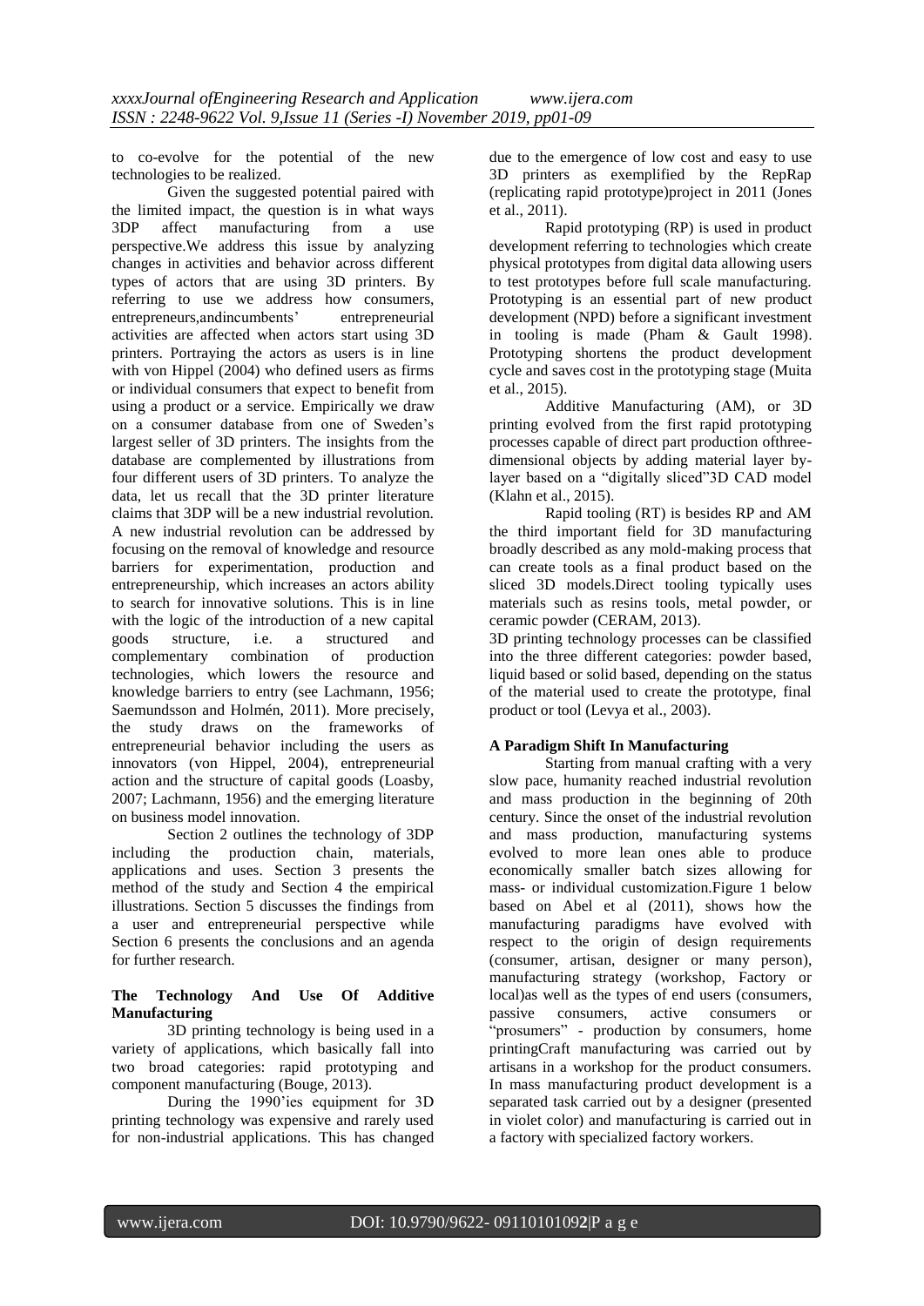to co-evolve for the potential of the new technologies to be realized.

Given the suggested potential paired with the limited impact, the question is in what ways 3DP affect manufacturing from a use perspective.We address this issue by analyzing changes in activities and behavior across different types of actors that are using 3D printers. By referring to use we address how consumers, entrepreneurs,andincumbents' entrepreneurial activities are affected when actors start using 3D printers. Portraying the actors as users is in line with von Hippel (2004) who defined users as firms or individual consumers that expect to benefit from using a product or a service. Empirically we draw on a consumer database from one of Sweden's largest seller of 3D printers. The insights from the database are complemented by illustrations from four different users of 3D printers. To analyze the data, let us recall that the 3D printer literature claims that 3DP will be a new industrial revolution. A new industrial revolution can be addressed by focusing on the removal of knowledge and resource barriers for experimentation, production and entrepreneurship, which increases an actors ability to search for innovative solutions. This is in line with the logic of the introduction of a new capital goods structure, i.e. a structured and complementary combination of production technologies, which lowers the resource and knowledge barriers to entry (see Lachmann, 1956; Saemundsson and Holmén, 2011). More precisely, the study draws on the frameworks of entrepreneurial behavior including the users as innovators (von Hippel, 2004), entrepreneurial action and the structure of capital goods (Loasby, 2007; Lachmann, 1956) and the emerging literature on business model innovation.

Section 2 outlines the technology of 3DP including the production chain, materials, applications and uses. Section 3 presents the method of the study and Section 4 the empirical illustrations. Section 5 discusses the findings from a user and entrepreneurial perspective while Section 6 presents the conclusions and an agenda for further research.

## The Technology And Use Of Additive Manufacturing

3D printing technology is being used in a variety of applications, which basically fall into two broad categories: rapid prototyping and component manufacturing (Bouge, 2013).

During the 1990'ies equipment for 3D printing technology was expensive and rarely used for non-industrial applications. This has changed due to the emergence of low cost and easy to use 3D printers as exemplified by the RepRap (replicating rapid prototype)project in 2011 (Jones et al., 2011).

Rapid prototyping (RP) is used in product development referring to technologies which create physical prototypes from digital data allowing users to test prototypes before full scale manufacturing. Prototyping is an essential part of new product development (NPD) before a significant investment in tooling is made (Pham & Gault 1998). Prototyping shortens the product development cycle and saves cost in the prototyping stage (Muita et al., 2015).

Additive Manufacturing (AM), or 3D printing evolved from the first rapid prototyping processes capable of direct part production ofthree-dimensional objects by adding material layer by-layer based on a "digitally sliced"3D CAD model (Klahn et al., 2015).

Rapid tooling (RT) is besides RP and AM the third important field for 3D manufacturing broadly described as any mold-making process that can create tools as a final product based on the sliced 3D models.Direct tooling typically uses materials such as resins tools, metal powder, or ceramic powder (CERAM, 2013).

3D printing technology processes can be classified into the three different categories: powder based, liquid based or solid based, depending on the status of the material used to create the prototype, final product or tool (Levya et al., 2003).

## A Paradigm Shift In Manufacturing

Starting from manual crafting with a very slow pace, humanity reached industrial revolution and mass production in the beginning of 20th century. Since the onset of the industrial revolution and mass production, manufacturing systems evolved to more lean ones able to produce economically smaller batch sizes allowing for mass- or individual customization.Figure 1 below based on Abel et al (2011), shows how the manufacturing paradigms have evolved with respect to the origin of design requirements (consumer, artisan, designer or many person), manufacturing strategy (workshop, Factory or local)as well as the types of end users (consumers, passive consumers, active consumers or "prosumers" - production by consumers, home printingCraft manufacturing was carried out by artisans in a workshop for the product consumers. In mass manufacturing product development is a separated task carried out by a designer (presented in violet color) and manufacturing is carried out in a factory with specialized factory workers.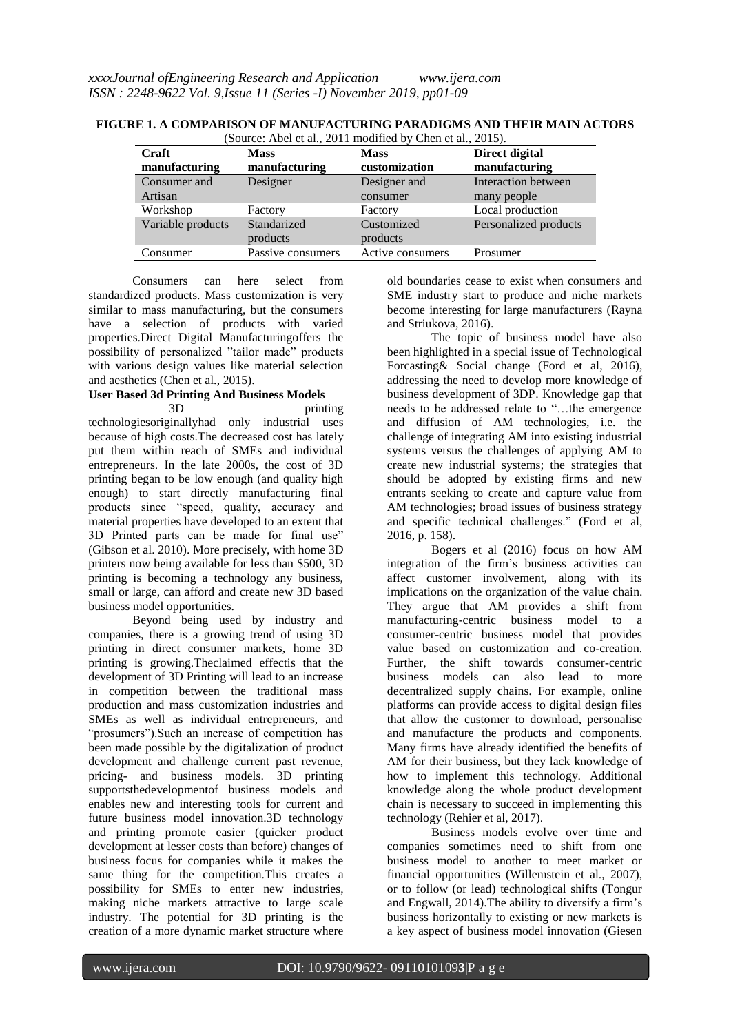**FIGURE 1. A COMPARISON OF MANUFACTURING PARADIGMS AND THEIR MAIN ACTORS**
(Source: Abel et al., 2011 modified by Chen et al., 2015).

| Craft manufacturing | Mass manufacturing | Mass customization | Direct digital manufacturing |
|---|---|---|---|
| Consumer and Artisan | Designer | Designer and consumer | Interaction between many people |
| Workshop | Factory | Factory | Local production |
| Variable products | Standarized products | Customized products | Personalized products |
| Consumer | Passive consumers | Active consumers | Prosumer |

Consumers can here select from standardized products. Mass customization is very similar to mass manufacturing, but the consumers have a selection of products with varied properties.Direct Digital Manufacturingoffers the possibility of personalized "tailor made" products with various design values like material selection and aesthetics (Chen et al., 2015).

**User Based 3d Printing And Business Models**

3D printing technologiesoriginallyhad only industrial uses because of high costs.The decreased cost has lately put them within reach of SMEs and individual entrepreneurs. In the late 2000s, the cost of 3D printing began to be low enough (and quality high enough) to start directly manufacturing final products since "speed, quality, accuracy and material properties have developed to an extent that 3D Printed parts can be made for final use" (Gibson et al. 2010). More precisely, with home 3D printers now being available for less than $500, 3D printing is becoming a technology any business, small or large, can afford and create new 3D based business model opportunities.

Beyond being used by industry and companies, there is a growing trend of using 3D printing in direct consumer markets, home 3D printing is growing.Theclaimed effectis that the development of 3D Printing will lead to an increase in competition between the traditional mass production and mass customization industries and SMEs as well as individual entrepreneurs, and "prosumers").Such an increase of competition has been made possible by the digitalization of product development and challenge current past revenue, pricing- and business models. 3D printing supportsthedevelopmentof business models and enables new and interesting tools for current and future business model innovation.3D technology and printing promote easier (quicker product development at lesser costs than before) changes of business focus for companies while it makes the same thing for the competition.This creates a possibility for SMEs to enter new industries, making niche markets attractive to large scale industry. The potential for 3D printing is the creation of a more dynamic market structure where old boundaries cease to exist when consumers and SME industry start to produce and niche markets become interesting for large manufacturers (Rayna and Striukova, 2016).

The topic of business model have also been highlighted in a special issue of Technological Forcasting& Social change (Ford et al, 2016), addressing the need to develop more knowledge of business development of 3DP. Knowledge gap that needs to be addressed relate to "…the emergence and diffusion of AM technologies, i.e. the challenge of integrating AM into existing industrial systems versus the challenges of applying AM to create new industrial systems; the strategies that should be adopted by existing firms and new entrants seeking to create and capture value from AM technologies; broad issues of business strategy and specific technical challenges." (Ford et al, 2016, p. 158).

Bogers et al (2016) focus on how AM integration of the firm's business activities can affect customer involvement, along with its implications on the organization of the value chain. They argue that AM provides a shift from manufacturing-centric business model to a consumer-centric business model that provides value based on customization and co-creation. Further, the shift towards consumer-centric business models can also lead to more decentralized supply chains. For example, online platforms can provide access to digital design files that allow the customer to download, personalise and manufacture the products and components. Many firms have already identified the benefits of AM for their business, but they lack knowledge of how to implement this technology. Additional knowledge along the whole product development chain is necessary to succeed in implementing this technology (Rehier et al, 2017).

Business models evolve over time and companies sometimes need to shift from one business model to another to meet market or financial opportunities (Willemstein et al., 2007), or to follow (or lead) technological shifts (Tongur and Engwall, 2014).The ability to diversify a firm's business horizontally to existing or new markets is a key aspect of business model innovation (Giesen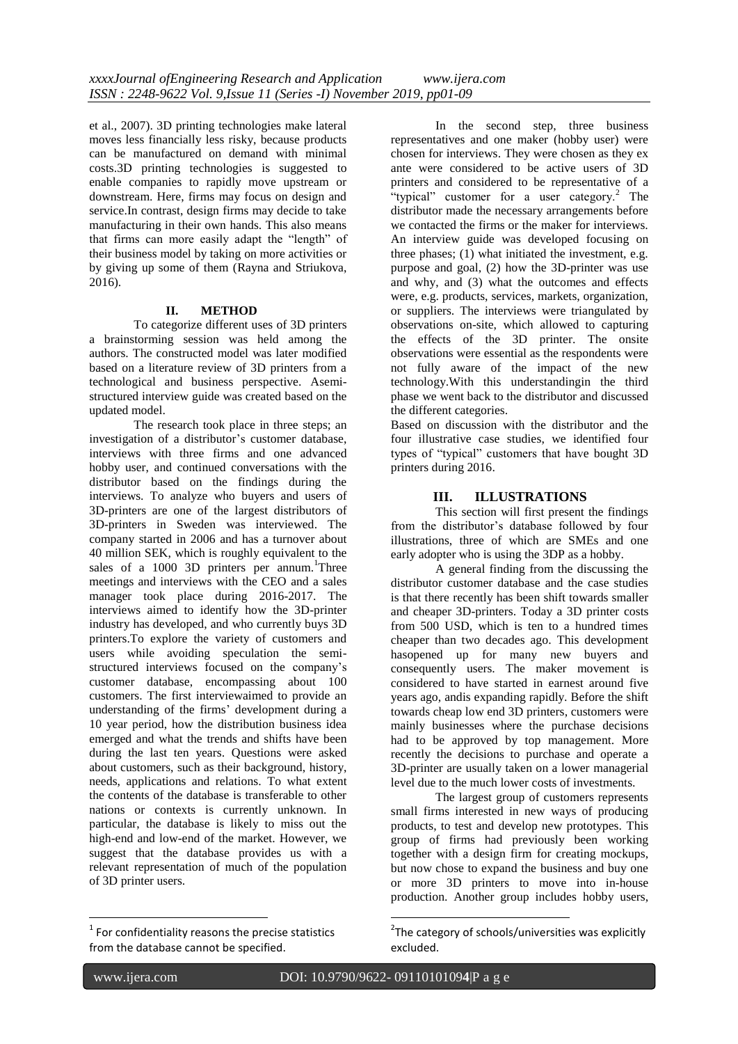et al., 2007). 3D printing technologies make lateral moves less financially less risky, because products can be manufactured on demand with minimal costs.3D printing technologies is suggested to enable companies to rapidly move upstream or downstream. Here, firms may focus on design and service.In contrast, design firms may decide to take manufacturing in their own hands. This also means that firms can more easily adapt the "length" of their business model by taking on more activities or by giving up some of them (Rayna and Striukova, 2016).

## II. METHOD

To categorize different uses of 3D printers a brainstorming session was held among the authors. The constructed model was later modified based on a literature review of 3D printers from a technological and business perspective. Asemi-structured interview guide was created based on the updated model.

The research took place in three steps; an investigation of a distributor's customer database, interviews with three firms and one advanced hobby user, and continued conversations with the distributor based on the findings during the interviews. To analyze who buyers and users of 3D-printers are one of the largest distributors of 3D-printers in Sweden was interviewed. The company started in 2006 and has a turnover about 40 million SEK, which is roughly equivalent to the sales of a 1000 3D printers per annum.[1]Three meetings and interviews with the CEO and a sales manager took place during 2016-2017. The interviews aimed to identify how the 3D-printer industry has developed, and who currently buys 3D printers.To explore the variety of customers and users while avoiding speculation the semi-structured interviews focused on the company's customer database, encompassing about 100 customers. The first interviewaimed to provide an understanding of the firms' development during a 10 year period, how the distribution business idea emerged and what the trends and shifts have been during the last ten years. Questions were asked about customers, such as their background, history, needs, applications and relations. To what extent the contents of the database is transferable to other nations or contexts is currently unknown. In particular, the database is likely to miss out the high-end and low-end of the market. However, we suggest that the database provides us with a relevant representation of much of the population of 3D printer users.

In the second step, three business representatives and one maker (hobby user) were chosen for interviews. They were chosen as they ex ante were considered to be active users of 3D printers and considered to be representative of a "typical" customer for a user category.[2] The distributor made the necessary arrangements before we contacted the firms or the maker for interviews. An interview guide was developed focusing on three phases; (1) what initiated the investment, e.g. purpose and goal, (2) how the 3D-printer was use and why, and (3) what the outcomes and effects were, e.g. products, services, markets, organization, or suppliers. The interviews were triangulated by observations on-site, which allowed to capturing the effects of the 3D printer. The onsite observations were essential as the respondents were not fully aware of the impact of the new technology.With this understandingin the third phase we went back to the distributor and discussed the different categories.

Based on discussion with the distributor and the four illustrative case studies, we identified four types of "typical" customers that have bought 3D printers during 2016.

## III. ILLUSTRATIONS

This section will first present the findings from the distributor's database followed by four illustrations, three of which are SMEs and one early adopter who is using the 3DP as a hobby.

A general finding from the discussing the distributor customer database and the case studies is that there recently has been shift towards smaller and cheaper 3D-printers. Today a 3D printer costs from 500 USD, which is ten to a hundred times cheaper than two decades ago. This development hasopened up for many new buyers and consequently users. The maker movement is considered to have started in earnest around five years ago, andis expanding rapidly. Before the shift towards cheap low end 3D printers, customers were mainly businesses where the purchase decisions had to be approved by top management. More recently the decisions to purchase and operate a 3D-printer are usually taken on a lower managerial level due to the much lower costs of investments.

The largest group of customers represents small firms interested in new ways of producing products, to test and develop new prototypes. This group of firms had previously been working together with a design firm for creating mockups, but now chose to expand the business and buy one or more 3D printers to move into in-house production. Another group includes hobby users,

---

[1] For confidentiality reasons the precise statistics from the database cannot be specified.

[2] The category of schools/universities was explicitly excluded.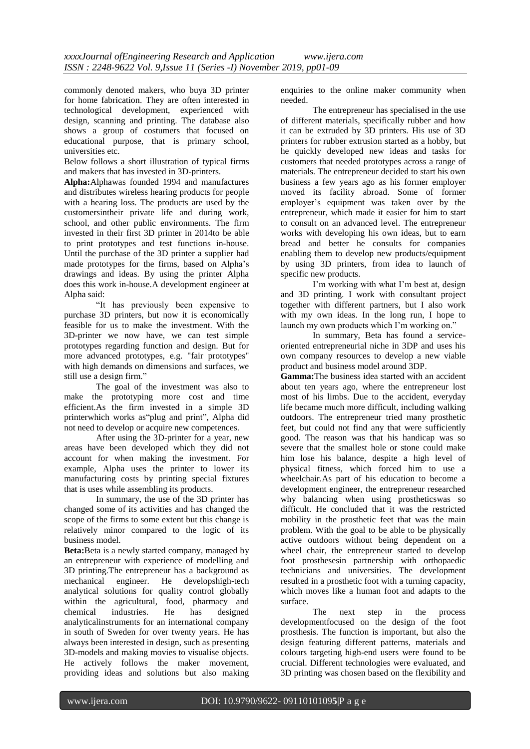commonly denoted makers, who buya 3D printer for home fabrication. They are often interested in technological development, experienced with design, scanning and printing. The database also shows a group of costumers that focused on educational purpose, that is primary school, universities etc.

Below follows a short illustration of typical firms and makers that has invested in 3D-printers.

**Alpha:**Alphawas founded 1994 and manufactures and distributes wireless hearing products for people with a hearing loss. The products are used by the customersintheir private life and during work, school, and other public environments. The firm invested in their first 3D printer in 2014to be able to print prototypes and test functions in-house. Until the purchase of the 3D printer a supplier had made prototypes for the firms, based on Alpha's drawings and ideas. By using the printer Alpha does this work in-house.A development engineer at Alpha said:

"It has previously been expensive to purchase 3D printers, but now it is economically feasible for us to make the investment. With the 3D-printer we now have, we can test simple prototypes regarding function and design. But for more advanced prototypes, e.g. "fair prototypes" with high demands on dimensions and surfaces, we still use a design firm."

The goal of the investment was also to make the prototyping more cost and time efficient.As the firm invested in a simple 3D printerwhich works as"plug and print", Alpha did not need to develop or acquire new competences.

After using the 3D-printer for a year, new areas have been developed which they did not account for when making the investment. For example, Alpha uses the printer to lower its manufacturing costs by printing special fixtures that is uses while assembling its products.

In summary, the use of the 3D printer has changed some of its activities and has changed the scope of the firms to some extent but this change is relatively minor compared to the logic of its business model.

**Beta:**Beta is a newly started company, managed by an entrepreneur with experience of modelling and 3D printing.The entrepreneur has a background as mechanical engineer. He developshigh-tech analytical solutions for quality control globally within the agricultural, food, pharmacy and chemical industries. He has designed analyticalinstruments for an international company in south of Sweden for over twenty years. He has always been interested in design, such as presenting 3D-models and making movies to visualise objects. He actively follows the maker movement, providing ideas and solutions but also making enquiries to the online maker community when needed.

The entrepreneur has specialised in the use of different materials, specifically rubber and how it can be extruded by 3D printers. His use of 3D printers for rubber extrusion started as a hobby, but he quickly developed new ideas and tasks for customers that needed prototypes across a range of materials. The entrepreneur decided to start his own business a few years ago as his former employer moved its facility abroad. Some of former employer's equipment was taken over by the entrepreneur, which made it easier for him to start to consult on an advanced level. The entrepreneur works with developing his own ideas, but to earn bread and better he consults for companies enabling them to develop new products/equipment by using 3D printers, from idea to launch of specific new products.

I'm working with what I'm best at, design and 3D printing. I work with consultant project together with different partners, but I also work with my own ideas. In the long run, I hope to launch my own products which I'm working on."

In summary, Beta has found a service-oriented entrepreneurial niche in 3DP and uses his own company resources to develop a new viable product and business model around 3DP.

**Gamma:**The business idea started with an accident about ten years ago, where the entrepreneur lost most of his limbs. Due to the accident, everyday life became much more difficult, including walking outdoors. The entrepreneur tried many prosthetic feet, but could not find any that were sufficiently good. The reason was that his handicap was so severe that the smallest hole or stone could make him lose his balance, despite a high level of physical fitness, which forced him to use a wheelchair.As part of his education to become a development engineer, the entrepreneur researched why balancing when using prostheticswas so difficult. He concluded that it was the restricted mobility in the prosthetic feet that was the main problem. With the goal to be able to be physically active outdoors without being dependent on a wheel chair, the entrepreneur started to develop foot prosthesesin partnership with orthopaedic technicians and universities. The development resulted in a prosthetic foot with a turning capacity, which moves like a human foot and adapts to the surface.

The next step in the process developmentfocused on the design of the foot prosthesis. The function is important, but also the design featuring different patterns, materials and colours targeting high-end users were found to be crucial. Different technologies were evaluated, and 3D printing was chosen based on the flexibility and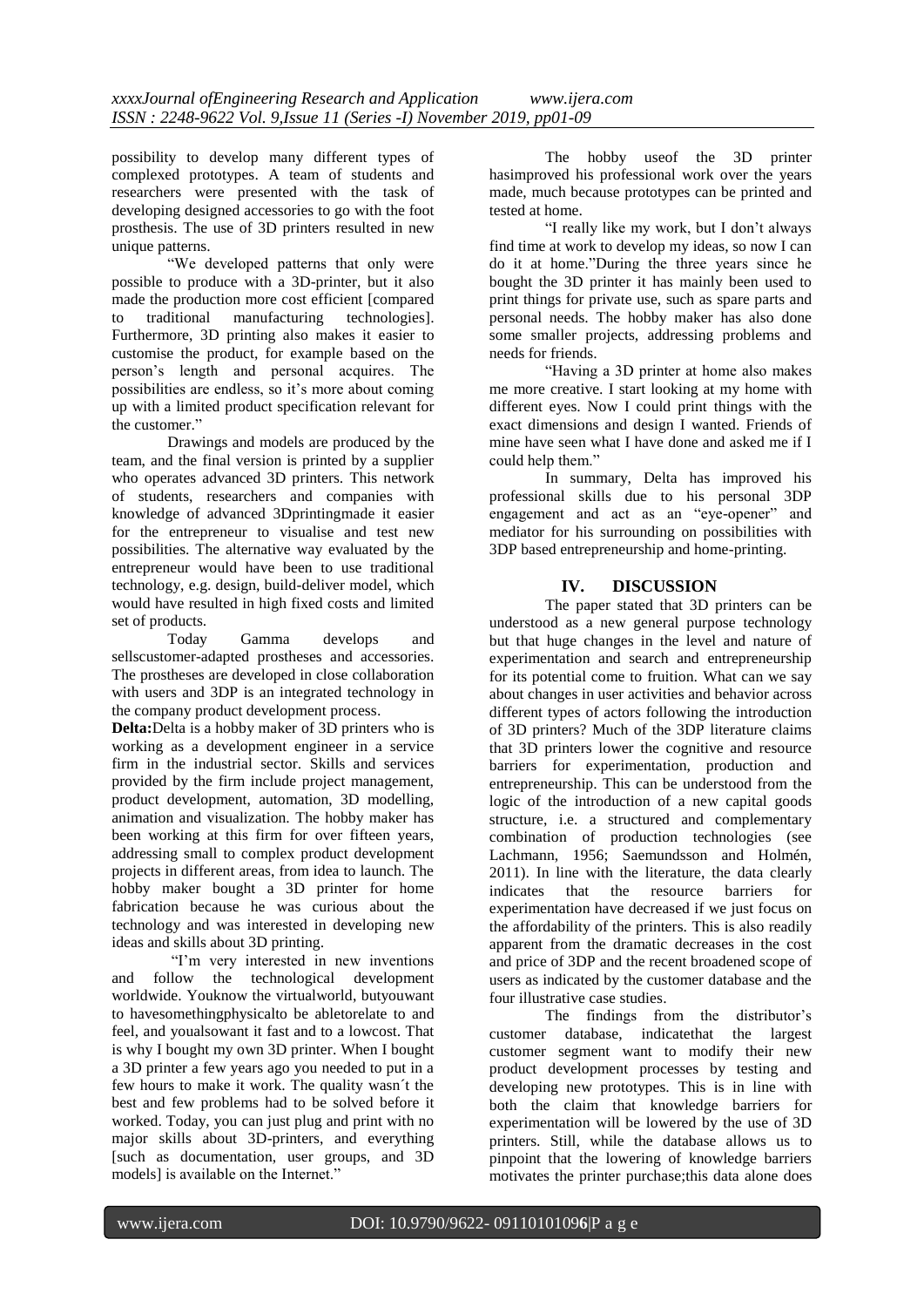possibility to develop many different types of complexed prototypes. A team of students and researchers were presented with the task of developing designed accessories to go with the foot prosthesis. The use of 3D printers resulted in new unique patterns.

"We developed patterns that only were possible to produce with a 3D-printer, but it also made the production more cost efficient [compared to traditional manufacturing technologies]. Furthermore, 3D printing also makes it easier to customise the product, for example based on the person's length and personal acquires. The possibilities are endless, so it's more about coming up with a limited product specification relevant for the customer."

Drawings and models are produced by the team, and the final version is printed by a supplier who operates advanced 3D printers. This network of students, researchers and companies with knowledge of advanced 3Dprintingmade it easier for the entrepreneur to visualise and test new possibilities. The alternative way evaluated by the entrepreneur would have been to use traditional technology, e.g. design, build-deliver model, which would have resulted in high fixed costs and limited set of products.

Today Gamma develops and sellscustomer-adapted prostheses and accessories. The prostheses are developed in close collaboration with users and 3DP is an integrated technology in the company product development process.

**Delta:**Delta is a hobby maker of 3D printers who is working as a development engineer in a service firm in the industrial sector. Skills and services provided by the firm include project management, product development, automation, 3D modelling, animation and visualization. The hobby maker has been working at this firm for over fifteen years, addressing small to complex product development projects in different areas, from idea to launch. The hobby maker bought a 3D printer for home fabrication because he was curious about the technology and was interested in developing new ideas and skills about 3D printing.

"I'm very interested in new inventions and follow the technological development worldwide. Youknow the virtualworld, butyouwant to havesomethingphysicalto be abletorelate to and feel, and youalsowant it fast and to a lowcost. That is why I bought my own 3D printer. When I bought a 3D printer a few years ago you needed to put in a few hours to make it work. The quality wasn´t the best and few problems had to be solved before it worked. Today, you can just plug and print with no major skills about 3D-printers, and everything [such as documentation, user groups, and 3D models] is available on the Internet."

The hobby useof the 3D printer hasimproved his professional work over the years made, much because prototypes can be printed and tested at home.

"I really like my work, but I don't always find time at work to develop my ideas, so now I can do it at home."During the three years since he bought the 3D printer it has mainly been used to print things for private use, such as spare parts and personal needs. The hobby maker has also done some smaller projects, addressing problems and needs for friends.

"Having a 3D printer at home also makes me more creative. I start looking at my home with different eyes. Now I could print things with the exact dimensions and design I wanted. Friends of mine have seen what I have done and asked me if I could help them."

In summary, Delta has improved his professional skills due to his personal 3DP engagement and act as an "eye-opener" and mediator for his surrounding on possibilities with 3DP based entrepreneurship and home-printing.

## IV. DISCUSSION

The paper stated that 3D printers can be understood as a new general purpose technology but that huge changes in the level and nature of experimentation and search and entrepreneurship for its potential come to fruition. What can we say about changes in user activities and behavior across different types of actors following the introduction of 3D printers? Much of the 3DP literature claims that 3D printers lower the cognitive and resource barriers for experimentation, production and entrepreneurship. This can be understood from the logic of the introduction of a new capital goods structure, i.e. a structured and complementary combination of production technologies (see Lachmann, 1956; Saemundsson and Holmén, 2011). In line with the literature, the data clearly indicates that the resource barriers for experimentation have decreased if we just focus on the affordability of the printers. This is also readily apparent from the dramatic decreases in the cost and price of 3DP and the recent broadened scope of users as indicated by the customer database and the four illustrative case studies.

The findings from the distributor's customer database, indicatethat the largest customer segment want to modify their new product development processes by testing and developing new prototypes. This is in line with both the claim that knowledge barriers for experimentation will be lowered by the use of 3D printers. Still, while the database allows us to pinpoint that the lowering of knowledge barriers motivates the printer purchase;this data alone does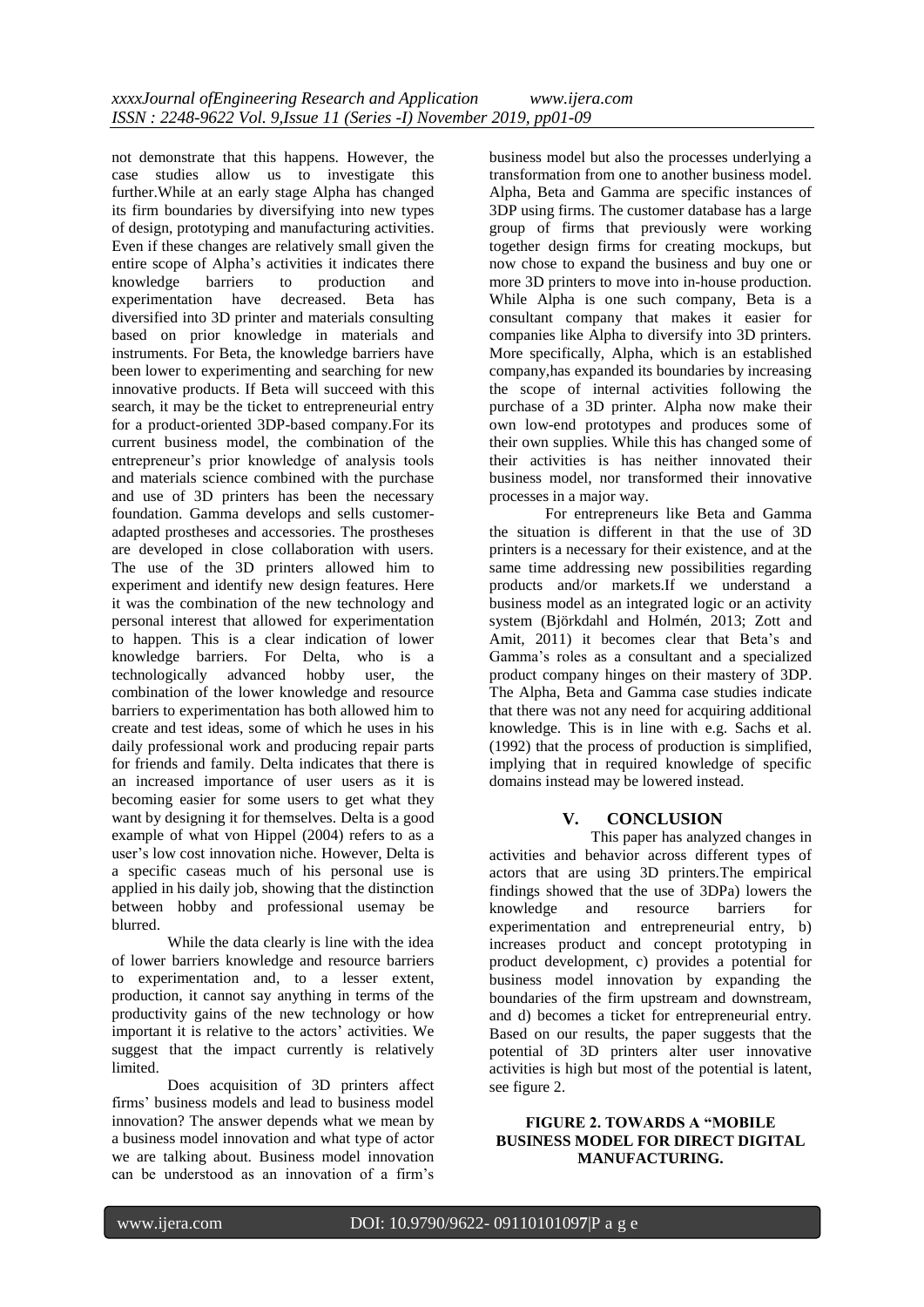not demonstrate that this happens. However, the case studies allow us to investigate this further.While at an early stage Alpha has changed its firm boundaries by diversifying into new types of design, prototyping and manufacturing activities. Even if these changes are relatively small given the entire scope of Alpha's activities it indicates there knowledge barriers to production and experimentation have decreased. Beta has diversified into 3D printer and materials consulting based on prior knowledge in materials and instruments. For Beta, the knowledge barriers have been lower to experimenting and searching for new innovative products. If Beta will succeed with this search, it may be the ticket to entrepreneurial entry for a product-oriented 3DP-based company.For its current business model, the combination of the entrepreneur's prior knowledge of analysis tools and materials science combined with the purchase and use of 3D printers has been the necessary foundation. Gamma develops and sells customer-adapted prostheses and accessories. The prostheses are developed in close collaboration with users. The use of the 3D printers allowed him to experiment and identify new design features. Here it was the combination of the new technology and personal interest that allowed for experimentation to happen. This is a clear indication of lower knowledge barriers. For Delta, who is a technologically advanced hobby user, the combination of the lower knowledge and resource barriers to experimentation has both allowed him to create and test ideas, some of which he uses in his daily professional work and producing repair parts for friends and family. Delta indicates that there is an increased importance of user users as it is becoming easier for some users to get what they want by designing it for themselves. Delta is a good example of what von Hippel (2004) refers to as a user's low cost innovation niche. However, Delta is a specific caseas much of his personal use is applied in his daily job, showing that the distinction between hobby and professional usemay be blurred.

While the data clearly is line with the idea of lower barriers knowledge and resource barriers to experimentation and, to a lesser extent, production, it cannot say anything in terms of the productivity gains of the new technology or how important it is relative to the actors' activities. We suggest that the impact currently is relatively limited.

Does acquisition of 3D printers affect firms' business models and lead to business model innovation? The answer depends what we mean by a business model innovation and what type of actor we are talking about. Business model innovation can be understood as an innovation of a firm's business model but also the processes underlying a transformation from one to another business model. Alpha, Beta and Gamma are specific instances of 3DP using firms. The customer database has a large group of firms that previously were working together design firms for creating mockups, but now chose to expand the business and buy one or more 3D printers to move into in-house production. While Alpha is one such company, Beta is a consultant company that makes it easier for companies like Alpha to diversify into 3D printers. More specifically, Alpha, which is an established company,has expanded its boundaries by increasing the scope of internal activities following the purchase of a 3D printer. Alpha now make their own low-end prototypes and produces some of their own supplies. While this has changed some of their activities is has neither innovated their business model, nor transformed their innovative processes in a major way.

For entrepreneurs like Beta and Gamma the situation is different in that the use of 3D printers is a necessary for their existence, and at the same time addressing new possibilities regarding products and/or markets.If we understand a business model as an integrated logic or an activity system (Björkdahl and Holmén, 2013; Zott and Amit, 2011) it becomes clear that Beta's and Gamma's roles as a consultant and a specialized product company hinges on their mastery of 3DP. The Alpha, Beta and Gamma case studies indicate that there was not any need for acquiring additional knowledge. This is in line with e.g. Sachs et al. (1992) that the process of production is simplified, implying that in required knowledge of specific domains instead may be lowered instead.

## V. CONCLUSION

This paper has analyzed changes in activities and behavior across different types of actors that are using 3D printers.The empirical findings showed that the use of 3DPa) lowers the knowledge and resource barriers for experimentation and entrepreneurial entry, b) increases product and concept prototyping in product development, c) provides a potential for business model innovation by expanding the boundaries of the firm upstream and downstream, and d) becomes a ticket for entrepreneurial entry. Based on our results, the paper suggests that the potential of 3D printers alter user innovative activities is high but most of the potential is latent, see figure 2.

**FIGURE 2. TOWARDS A "MOBILE BUSINESS MODEL FOR DIRECT DIGITAL MANUFACTURING.**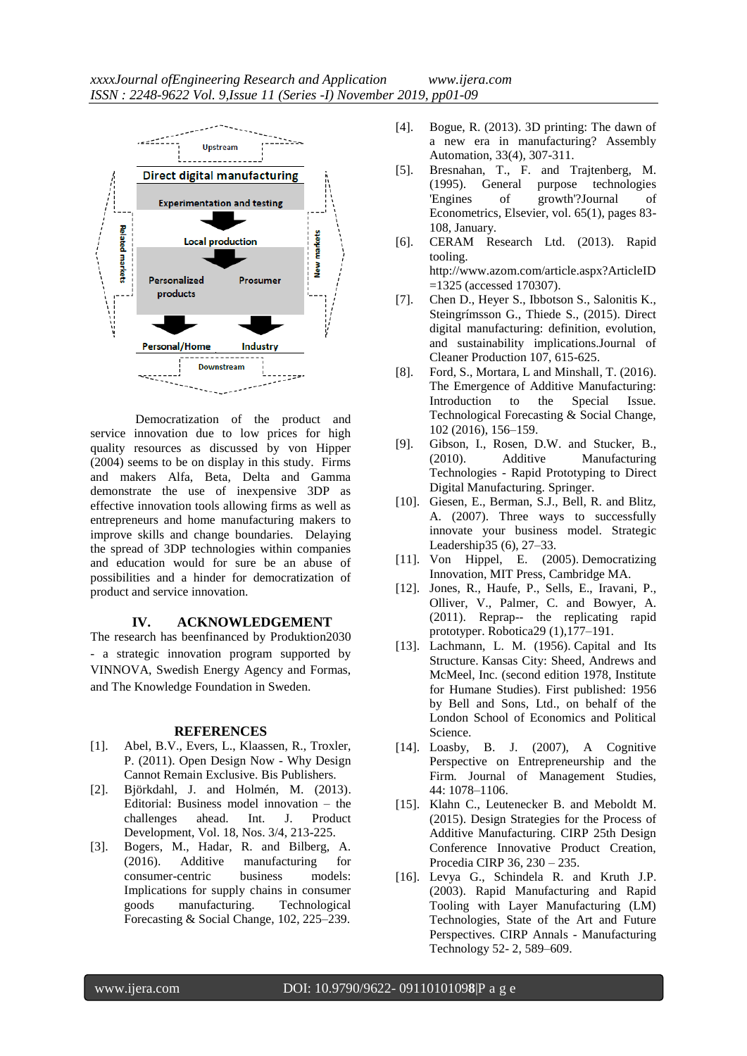Upstream

Direct digital manufacturing

Experimentation and testing

Local production

Personalized products

Prosumer

Personal/Home

Industry

Downstream

Related markets

New markets

Democratization of the product and service innovation due to low prices for high quality resources as discussed by von Hipper (2004) seems to be on display in this study. Firms and makers Alfa, Beta, Delta and Gamma demonstrate the use of inexpensive 3DP as effective innovation tools allowing firms as well as entrepreneurs and home manufacturing makers to improve skills and change boundaries. Delaying the spread of 3DP technologies within companies and education would for sure be an abuse of possibilities and a hinder for democratization of product and service innovation.

## IV. ACKNOWLEDGEMENT

The research has beenfinanced by Produktion2030 - a strategic innovation program supported by VINNOVA, Swedish Energy Agency and Formas, and The Knowledge Foundation in Sweden.

## REFERENCES

[1]. Abel, B.V., Evers, L., Klaassen, R., Troxler, P. (2011). Open Design Now - Why Design Cannot Remain Exclusive. Bis Publishers.

[2]. Björkdahl, J. and Holmén, M. (2013). Editorial: Business model innovation – the challenges ahead. Int. J. Product Development, Vol. 18, Nos. 3/4, 213-225.

[3]. Bogers, M., Hadar, R. and Bilberg, A. (2016). Additive manufacturing for consumer-centric business models: Implications for supply chains in consumer goods manufacturing. Technological Forecasting & Social Change, 102, 225–239.

[4]. Bogue, R. (2013). 3D printing: The dawn of a new era in manufacturing? Assembly Automation, 33(4), 307-311.

[5]. Bresnahan, T., F. and Trajtenberg, M. (1995). General purpose technologies 'Engines of growth'?Journal of Econometrics, Elsevier, vol. 65(1), pages 83-108, January.

[6]. CERAM Research Ltd. (2013). Rapid tooling. http://www.azom.com/article.aspx?ArticleID=1325 (accessed 170307).

[7]. Chen D., Heyer S., Ibbotson S., Salonitis K., Steingrímsson G., Thiede S., (2015). Direct digital manufacturing: definition, evolution, and sustainability implications.Journal of Cleaner Production 107, 615-625.

[8]. Ford, S., Mortara, L and Minshall, T. (2016). The Emergence of Additive Manufacturing: Introduction to the Special Issue. Technological Forecasting & Social Change, 102 (2016), 156–159.

[9]. Gibson, I., Rosen, D.W. and Stucker, B., (2010). Additive Manufacturing Technologies - Rapid Prototyping to Direct Digital Manufacturing. Springer.

[10]. Giesen, E., Berman, S.J., Bell, R. and Blitz, A. (2007). Three ways to successfully innovate your business model. Strategic Leadership35 (6), 27–33.

[11]. Von Hippel, E. (2005). Democratizing Innovation, MIT Press, Cambridge MA.

[12]. Jones, R., Haufe, P., Sells, E., Iravani, P., Olliver, V., Palmer, C. and Bowyer, A. (2011). Reprap-- the replicating rapid prototyper. Robotica29 (1),177–191.

[13]. Lachmann, L. M. (1956). Capital and Its Structure. Kansas City: Sheed, Andrews and McMeel, Inc. (second edition 1978, Institute for Humane Studies). First published: 1956 by Bell and Sons, Ltd., on behalf of the London School of Economics and Political Science.

[14]. Loasby, B. J. (2007), A Cognitive Perspective on Entrepreneurship and the Firm. Journal of Management Studies, 44: 1078–1106.

[15]. Klahn C., Leutenecker B. and Meboldt M. (2015). Design Strategies for the Process of Additive Manufacturing. CIRP 25th Design Conference Innovative Product Creation, Procedia CIRP 36, 230 – 235.

[16]. Levya G., Schindela R. and Kruth J.P. (2003). Rapid Manufacturing and Rapid Tooling with Layer Manufacturing (LM) Technologies, State of the Art and Future Perspectives. CIRP Annals - Manufacturing Technology 52- 2, 589–609.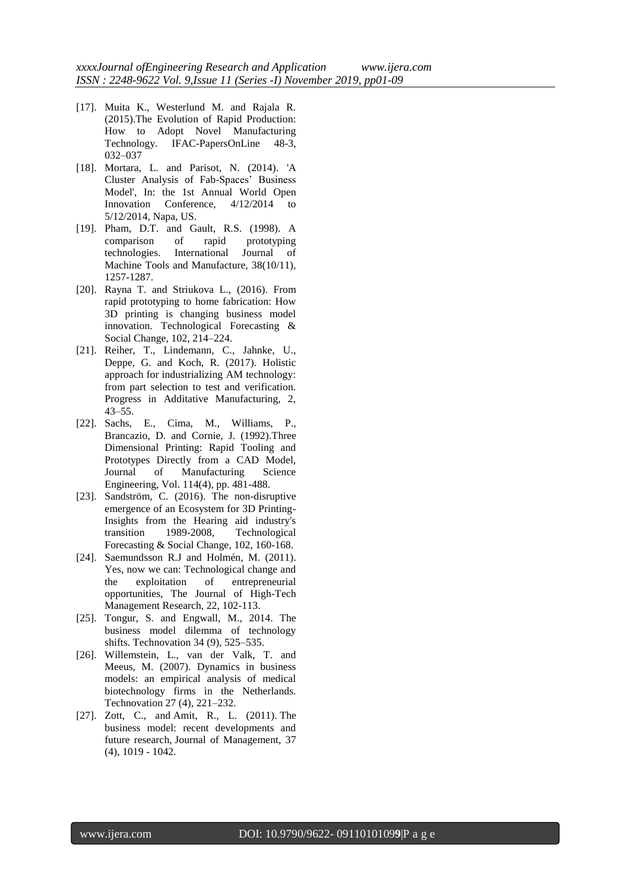[17]. Muita K., Westerlund M. and Rajala R. (2015).The Evolution of Rapid Production: How to Adopt Novel Manufacturing Technology. IFAC-PapersOnLine 48-3, 032–037

[18]. Mortara, L. and Parisot, N. (2014). 'A Cluster Analysis of Fab-Spaces' Business Model', In: the 1st Annual World Open Innovation Conference, 4/12/2014 to 5/12/2014, Napa, US.

[19]. Pham, D.T. and Gault, R.S. (1998). A comparison of rapid prototyping technologies. International Journal of Machine Tools and Manufacture, 38(10/11), 1257-1287.

[20]. Rayna T. and Striukova L., (2016). From rapid prototyping to home fabrication: How 3D printing is changing business model innovation. Technological Forecasting & Social Change, 102, 214–224.

[21]. Reiher, T., Lindemann, C., Jahnke, U., Deppe, G. and Koch, R. (2017). Holistic approach for industrializing AM technology: from part selection to test and verification. Progress in Additative Manufacturing, 2, 43–55.

[22]. Sachs, E., Cima, M., Williams, P., Brancazio, D. and Cornie, J. (1992).Three Dimensional Printing: Rapid Tooling and Prototypes Directly from a CAD Model, Journal of Manufacturing Science Engineering, Vol. 114(4), pp. 481-488.

[23]. Sandström, C. (2016). The non-disruptive emergence of an Ecosystem for 3D Printing-Insights from the Hearing aid industry's transition 1989-2008, Technological Forecasting & Social Change, 102, 160-168.

[24]. Saemundsson R.J and Holmén, M. (2011). Yes, now we can: Technological change and the exploitation of entrepreneurial opportunities, The Journal of High-Tech Management Research, 22, 102-113.

[25]. Tongur, S. and Engwall, M., 2014. The business model dilemma of technology shifts. Technovation 34 (9), 525–535.

[26]. Willemstein, L., van der Valk, T. and Meeus, M. (2007). Dynamics in business models: an empirical analysis of medical biotechnology firms in the Netherlands. Technovation 27 (4), 221–232.

[27]. Zott, C., and Amit, R., L. (2011). The business model: recent developments and future research, Journal of Management, 37 (4), 1019 - 1042.